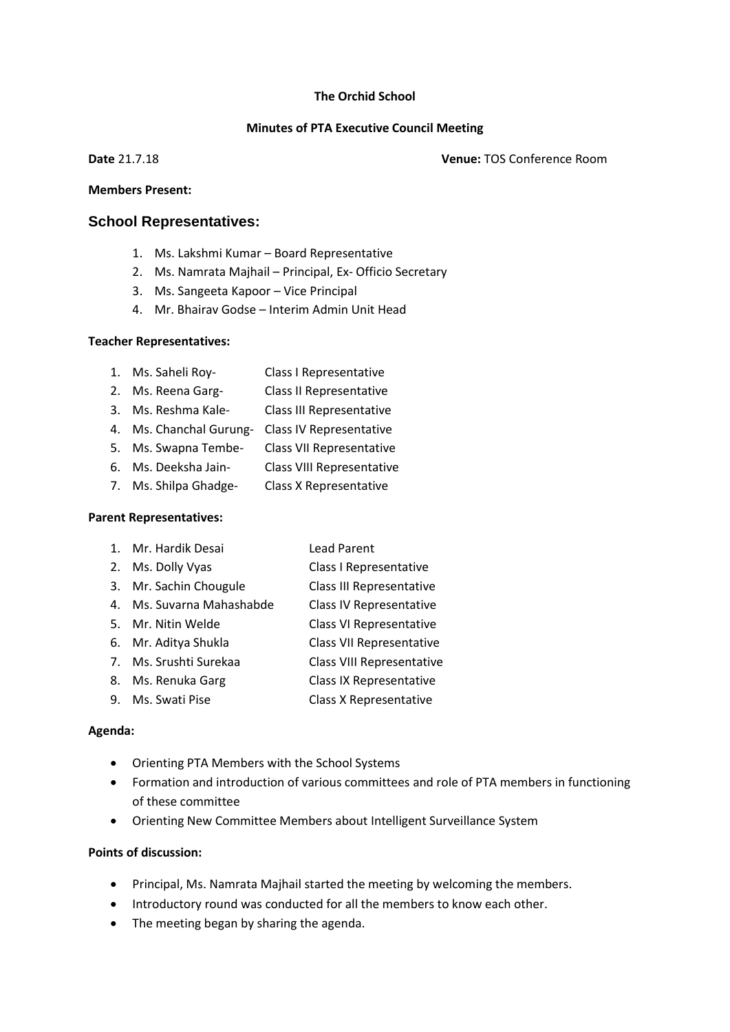**The Orchid School**

**Minutes of PTA Executive Council Meeting**

**Date** 21.7.18 **Venue:** TOS Conference Room

**Members Present:**

## School Representatives:

1. Ms. Lakshmi Kumar – Board Representative
2. Ms. Namrata Majhail – Principal, Ex- Officio Secretary
3. Ms. Sangeeta Kapoor – Vice Principal
4. Mr. Bhairav Godse – Interim Admin Unit Head

**Teacher Representatives:**

1. Ms. Saheli Roy- Class I Representative
2. Ms. Reena Garg- Class II Representative
3. Ms. Reshma Kale- Class III Representative
4. Ms. Chanchal Gurung- Class IV Representative
5. Ms. Swapna Tembe- Class VII Representative
6. Ms. Deeksha Jain- Class VIII Representative
7. Ms. Shilpa Ghadge- Class X Representative

**Parent Representatives:**

1. Mr. Hardik Desai Lead Parent
2. Ms. Dolly Vyas Class I Representative
3. Mr. Sachin Chougule Class III Representative
4. Ms. Suvarna Mahashabde Class IV Representative
5. Mr. Nitin Welde Class VI Representative
6. Mr. Aditya Shukla Class VII Representative
7. Ms. Srushti Surekaa Class VIII Representative
8. Ms. Renuka Garg Class IX Representative
9. Ms. Swati Pise Class X Representative

**Agenda:**

- Orienting PTA Members with the School Systems
- Formation and introduction of various committees and role of PTA members in functioning of these committee
- Orienting New Committee Members about Intelligent Surveillance System

**Points of discussion:**

- Principal, Ms. Namrata Majhail started the meeting by welcoming the members.
- Introductory round was conducted for all the members to know each other.
- The meeting began by sharing the agenda.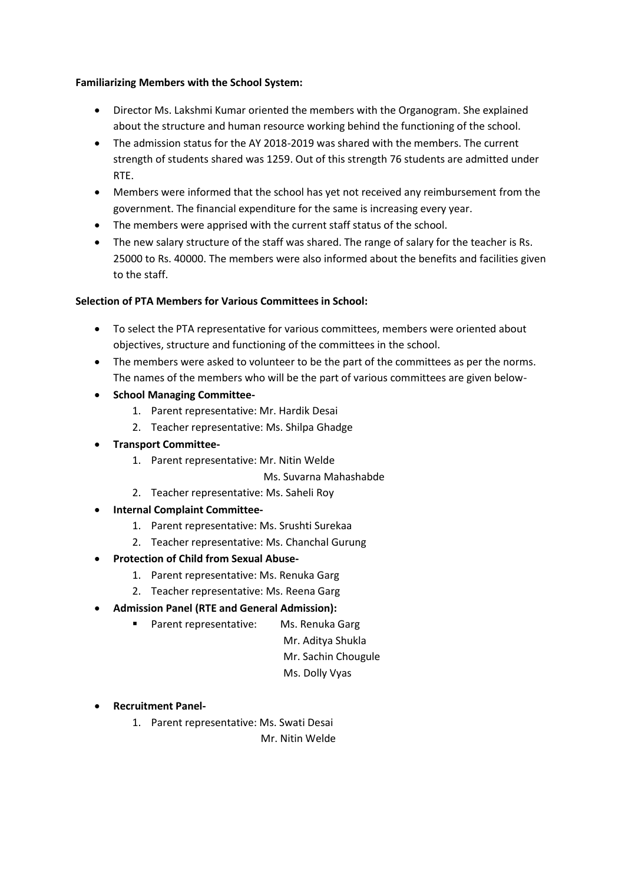**Familiarizing Members with the School System:**

- Director Ms. Lakshmi Kumar oriented the members with the Organogram. She explained about the structure and human resource working behind the functioning of the school.
- The admission status for the AY 2018-2019 was shared with the members. The current strength of students shared was 1259. Out of this strength 76 students are admitted under RTE.
- Members were informed that the school has yet not received any reimbursement from the government. The financial expenditure for the same is increasing every year.
- The members were apprised with the current staff status of the school.
- The new salary structure of the staff was shared. The range of salary for the teacher is Rs. 25000 to Rs. 40000. The members were also informed about the benefits and facilities given to the staff.

**Selection of PTA Members for Various Committees in School:**

- To select the PTA representative for various committees, members were oriented about objectives, structure and functioning of the committees in the school.
- The members were asked to volunteer to be the part of the committees as per the norms. The names of the members who will be the part of various committees are given below-
- **School Managing Committee-**
  1. Parent representative: Mr. Hardik Desai
  2. Teacher representative: Ms. Shilpa Ghadge
- **Transport Committee-**
  1. Parent representative: Mr. Nitin Welde
     Ms. Suvarna Mahashabde
  2. Teacher representative: Ms. Saheli Roy
- **Internal Complaint Committee-**
  1. Parent representative: Ms. Srushti Surekaa
  2. Teacher representative: Ms. Chanchal Gurung
- **Protection of Child from Sexual Abuse-**
  1. Parent representative: Ms. Renuka Garg
  2. Teacher representative: Ms. Reena Garg
- **Admission Panel (RTE and General Admission):**
  - Parent representative: Ms. Renuka Garg
    Mr. Aditya Shukla
    Mr. Sachin Chougule
    Ms. Dolly Vyas
- **Recruitment Panel-**
  1. Parent representative: Ms. Swati Desai
     Mr. Nitin Welde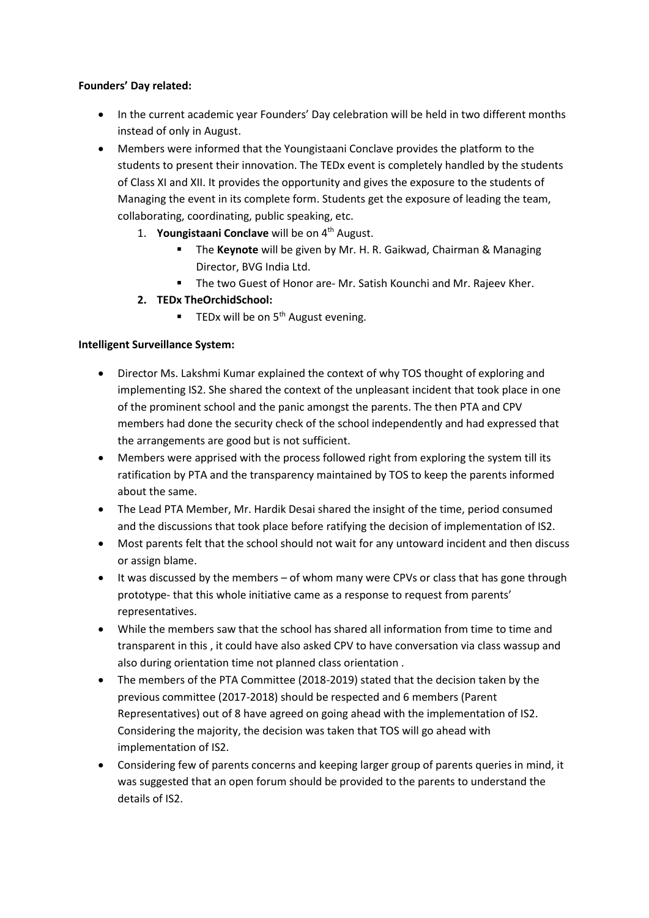**Founders' Day related:**

- In the current academic year Founders' Day celebration will be held in two different months instead of only in August.
- Members were informed that the Youngistaani Conclave provides the platform to the students to present their innovation. The TEDx event is completely handled by the students of Class XI and XII. It provides the opportunity and gives the exposure to the students of Managing the event in its complete form. Students get the exposure of leading the team, collaborating, coordinating, public speaking, etc.
  1. **Youngistaani Conclave** will be on 4th August.
     - The **Keynote** will be given by Mr. H. R. Gaikwad, Chairman & Managing Director, BVG India Ltd.
     - The two Guest of Honor are- Mr. Satish Kounchi and Mr. Rajeev Kher.
  2. **TEDx TheOrchidSchool:**
     - TEDx will be on 5th August evening.

**Intelligent Surveillance System:**

- Director Ms. Lakshmi Kumar explained the context of why TOS thought of exploring and implementing IS2. She shared the context of the unpleasant incident that took place in one of the prominent school and the panic amongst the parents. The then PTA and CPV members had done the security check of the school independently and had expressed that the arrangements are good but is not sufficient.
- Members were apprised with the process followed right from exploring the system till its ratification by PTA and the transparency maintained by TOS to keep the parents informed about the same.
- The Lead PTA Member, Mr. Hardik Desai shared the insight of the time, period consumed and the discussions that took place before ratifying the decision of implementation of IS2.
- Most parents felt that the school should not wait for any untoward incident and then discuss or assign blame.
- It was discussed by the members – of whom many were CPVs or class that has gone through prototype- that this whole initiative came as a response to request from parents' representatives.
- While the members saw that the school has shared all information from time to time and transparent in this , it could have also asked CPV to have conversation via class wassup and also during orientation time not planned class orientation .
- The members of the PTA Committee (2018-2019) stated that the decision taken by the previous committee (2017-2018) should be respected and 6 members (Parent Representatives) out of 8 have agreed on going ahead with the implementation of IS2. Considering the majority, the decision was taken that TOS will go ahead with implementation of IS2.
- Considering few of parents concerns and keeping larger group of parents queries in mind, it was suggested that an open forum should be provided to the parents to understand the details of IS2.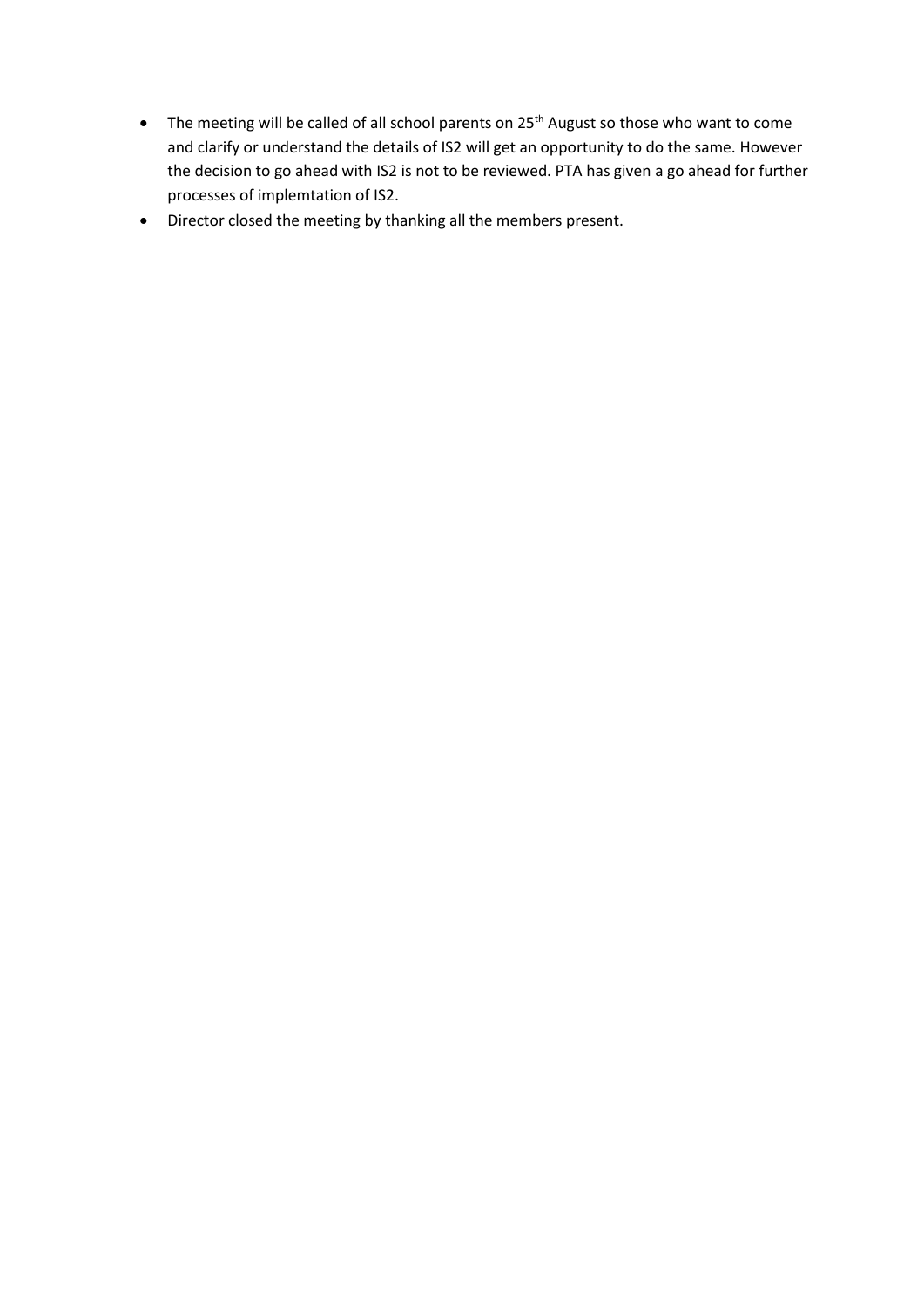- The meeting will be called of all school parents on 25th August so those who want to come and clarify or understand the details of IS2 will get an opportunity to do the same. However the decision to go ahead with IS2 is not to be reviewed. PTA has given a go ahead for further processes of implemtation of IS2.
- Director closed the meeting by thanking all the members present.